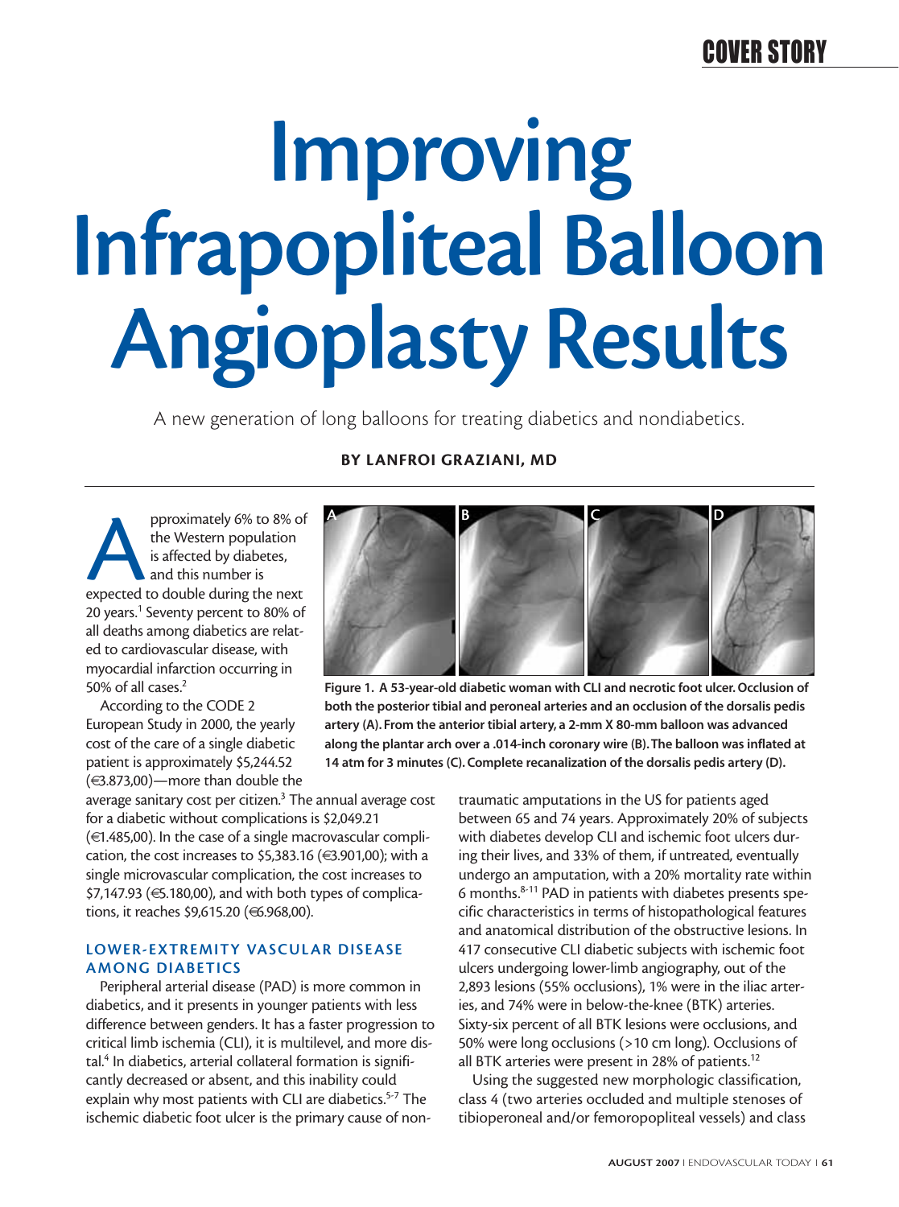# Improving Infrapopliteal Balloon Angioplasty Results

A new generation of long balloons for treating diabetics and nondiabetics.

**BY LANFROI GRAZIANI, MD**

Approximately 6% to 8% of the Western population is affected by diabetes, and this number is expected to double during the next 20 years.[1] Seventy percent to 80% of all deaths among diabetics are related to cardiovascular disease, with myocardial infarction occurring in 50% of all cases.[2]

According to the CODE 2 European Study in 2000, the yearly cost of the care of a single diabetic patient is approximately $5,244.52 (€3.873,00)—more than double the average sanitary cost per citizen.[3] The annual average cost for a diabetic without complications is $2,049.21 (€1.485,00). In the case of a single macrovascular complication, the cost increases to $5,383.16 (€3.901,00); with a single microvascular complication, the cost increases to $7,147.93 (€5.180,00), and with both types of complications, it reaches $9,615.20 (€6.968,00).

**Figure 1. A 53-year-old diabetic woman with CLI and necrotic foot ulcer. Occlusion of both the posterior tibial and peroneal arteries and an occlusion of the dorsalis pedis artery (A). From the anterior tibial artery, a 2-mm X 80-mm balloon was advanced along the plantar arch over a .014-inch coronary wire (B). The balloon was inflated at 14 atm for 3 minutes (C). Complete recanalization of the dorsalis pedis artery (D).**

## LOWER-EXTREMITY VASCULAR DISEASE AMONG DIABETICS

Peripheral arterial disease (PAD) is more common in diabetics, and it presents in younger patients with less difference between genders. It has a faster progression to critical limb ischemia (CLI), it is multilevel, and more distal.[4] In diabetics, arterial collateral formation is significantly decreased or absent, and this inability could explain why most patients with CLI are diabetics.[5-7] The ischemic diabetic foot ulcer is the primary cause of nontraumatic amputations in the US for patients aged between 65 and 74 years. Approximately 20% of subjects with diabetes develop CLI and ischemic foot ulcers during their lives, and 33% of them, if untreated, eventually undergo an amputation, with a 20% mortality rate within 6 months.[8-11] PAD in patients with diabetes presents specific characteristics in terms of histopathological features and anatomical distribution of the obstructive lesions. In 417 consecutive CLI diabetic subjects with ischemic foot ulcers undergoing lower-limb angiography, out of the 2,893 lesions (55% occlusions), 1% were in the iliac arteries, and 74% were in below-the-knee (BTK) arteries. Sixty-six percent of all BTK lesions were occlusions, and 50% were long occlusions (>10 cm long). Occlusions of all BTK arteries were present in 28% of patients.[12]

Using the suggested new morphologic classification, class 4 (two arteries occluded and multiple stenoses of tibioperoneal and/or femoropopliteal vessels) and class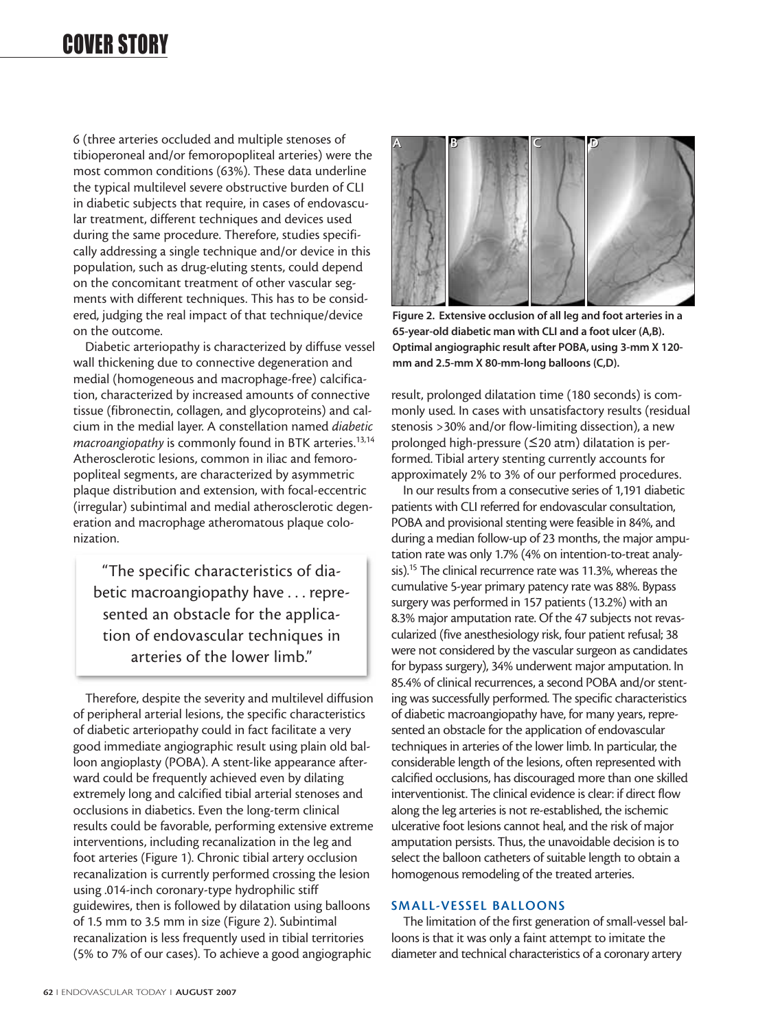6 (three arteries occluded and multiple stenoses of tibioperoneal and/or femoropopliteal arteries) were the most common conditions (63%). These data underline the typical multilevel severe obstructive burden of CLI in diabetic subjects that require, in cases of endovascular treatment, different techniques and devices used during the same procedure. Therefore, studies specifically addressing a single technique and/or device in this population, such as drug-eluting stents, could depend on the concomitant treatment of other vascular segments with different techniques. This has to be considered, judging the real impact of that technique/device on the outcome.

Diabetic arteriopathy is characterized by diffuse vessel wall thickening due to connective degeneration and medial (homogeneous and macrophage-free) calcification, characterized by increased amounts of connective tissue (fibronectin, collagen, and glycoproteins) and calcium in the medial layer. A constellation named *diabetic macroangiopathy* is commonly found in BTK arteries.[13,14] Atherosclerotic lesions, common in iliac and femoropopliteal segments, are characterized by asymmetric plaque distribution and extension, with focal-eccentric (irregular) subintimal and medial atherosclerotic degeneration and macrophage atheromatous plaque colonization.

> "The specific characteristics of diabetic macroangiopathy have . . . represented an obstacle for the application of endovascular techniques in arteries of the lower limb."

Therefore, despite the severity and multilevel diffusion of peripheral arterial lesions, the specific characteristics of diabetic arteriopathy could in fact facilitate a very good immediate angiographic result using plain old balloon angioplasty (POBA). A stent-like appearance afterward could be frequently achieved even by dilating extremely long and calcified tibial arterial stenoses and occlusions in diabetics. Even the long-term clinical results could be favorable, performing extensive extreme interventions, including recanalization in the leg and foot arteries (Figure 1). Chronic tibial artery occlusion recanalization is currently performed crossing the lesion using .014-inch coronary-type hydrophilic stiff guidewires, then is followed by dilatation using balloons of 1.5 mm to 3.5 mm in size (Figure 2). Subintimal recanalization is less frequently used in tibial territories (5% to 7% of our cases). To achieve a good angiographic result, prolonged dilatation time (180 seconds) is commonly used. In cases with unsatisfactory results (residual stenosis >30% and/or flow-limiting dissection), a new prolonged high-pressure (≤20 atm) dilatation is performed. Tibial artery stenting currently accounts for approximately 2% to 3% of our performed procedures.

**Figure 2. Extensive occlusion of all leg and foot arteries in a 65-year-old diabetic man with CLI and a foot ulcer (A,B). Optimal angiographic result after POBA, using 3-mm X 120-mm and 2.5-mm X 80-mm-long balloons (C,D).**

In our results from a consecutive series of 1,191 diabetic patients with CLI referred for endovascular consultation, POBA and provisional stenting were feasible in 84%, and during a median follow-up of 23 months, the major amputation rate was only 1.7% (4% on intention-to-treat analysis).[15] The clinical recurrence rate was 11.3%, whereas the cumulative 5-year primary patency rate was 88%. Bypass surgery was performed in 157 patients (13.2%) with an 8.3% major amputation rate. Of the 47 subjects not revascularized (five anesthesiology risk, four patient refusal; 38 were not considered by the vascular surgeon as candidates for bypass surgery), 34% underwent major amputation. In 85.4% of clinical recurrences, a second POBA and/or stenting was successfully performed. The specific characteristics of diabetic macroangiopathy have, for many years, represented an obstacle for the application of endovascular techniques in arteries of the lower limb. In particular, the considerable length of the lesions, often represented with calcified occlusions, has discouraged more than one skilled interventionist. The clinical evidence is clear: if direct flow along the leg arteries is not re-established, the ischemic ulcerative foot lesions cannot heal, and the risk of major amputation persists. Thus, the unavoidable decision is to select the balloon catheters of suitable length to obtain a homogenous remodeling of the treated arteries.

## SMALL-VESSEL BALLOONS

The limitation of the first generation of small-vessel balloons is that it was only a faint attempt to imitate the diameter and technical characteristics of a coronary artery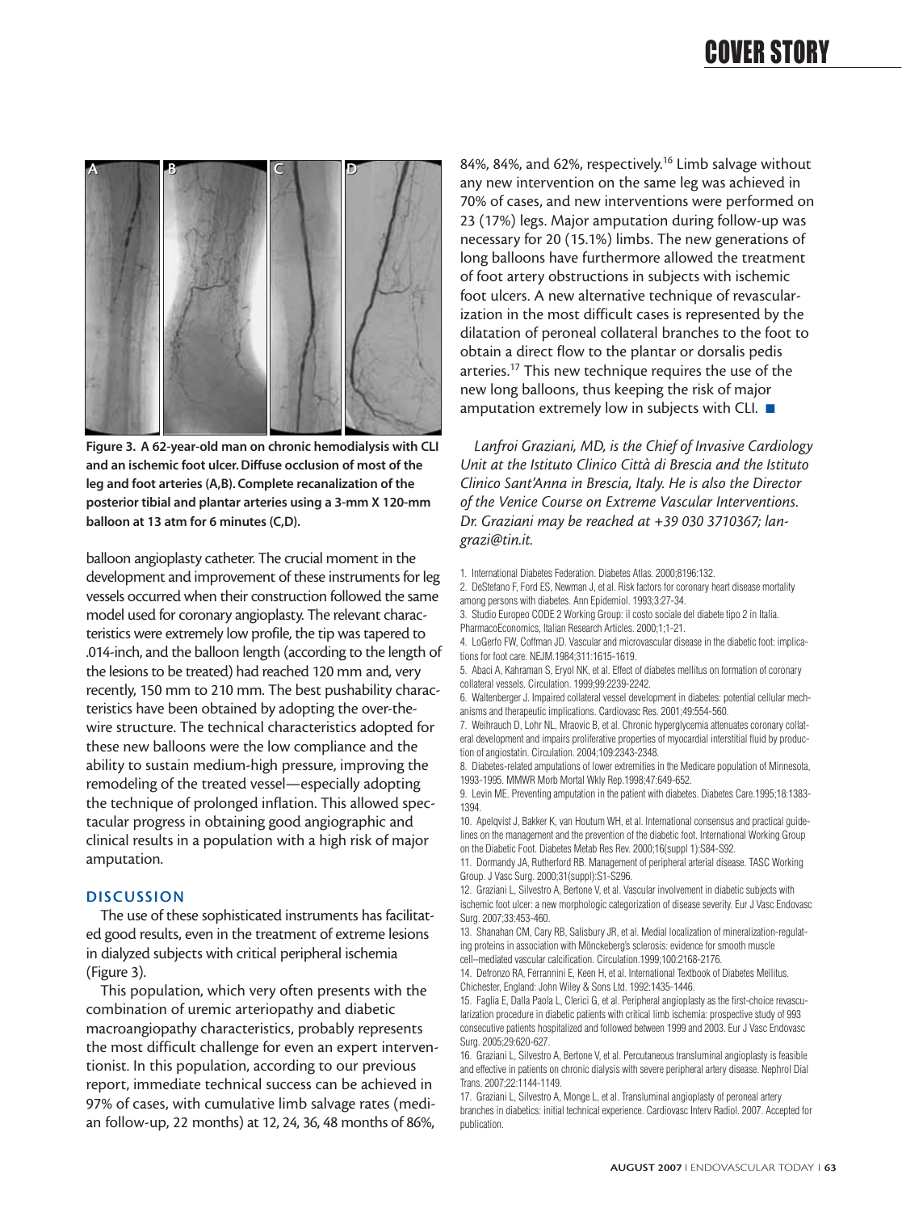Figure 3. A 62-year-old man on chronic hemodialysis with CLI and an ischemic foot ulcer. Diffuse occlusion of most of the leg and foot arteries (A,B). Complete recanalization of the posterior tibial and plantar arteries using a 3-mm X 120-mm balloon at 13 atm for 6 minutes (C,D).

balloon angioplasty catheter. The crucial moment in the development and improvement of these instruments for leg vessels occurred when their construction followed the same model used for coronary angioplasty. The relevant characteristics were extremely low profile, the tip was tapered to .014-inch, and the balloon length (according to the length of the lesions to be treated) had reached 120 mm and, very recently, 150 mm to 210 mm. The best pushability characteristics have been obtained by adopting the over-the-wire structure. The technical characteristics adopted for these new balloons were the low compliance and the ability to sustain medium-high pressure, improving the remodeling of the treated vessel—especially adopting the technique of prolonged inflation. This allowed spectacular progress in obtaining good angiographic and clinical results in a population with a high risk of major amputation.

## DISCUSSION

The use of these sophisticated instruments has facilitated good results, even in the treatment of extreme lesions in dialyzed subjects with critical peripheral ischemia (Figure 3).

This population, which very often presents with the combination of uremic arteriopathy and diabetic macroangiopathy characteristics, probably represents the most difficult challenge for even an expert interventionist. In this population, according to our previous report, immediate technical success can be achieved in 97% of cases, with cumulative limb salvage rates (median follow-up, 22 months) at 12, 24, 36, 48 months of 86%, 84%, 84%, and 62%, respectively.[16] Limb salvage without any new intervention on the same leg was achieved in 70% of cases, and new interventions were performed on 23 (17%) legs. Major amputation during follow-up was necessary for 20 (15.1%) limbs. The new generations of long balloons have furthermore allowed the treatment of foot artery obstructions in subjects with ischemic foot ulcers. A new alternative technique of revascularization in the most difficult cases is represented by the dilatation of peroneal collateral branches to the foot to obtain a direct flow to the plantar or dorsalis pedis arteries.[17] This new technique requires the use of the new long balloons, thus keeping the risk of major amputation extremely low in subjects with CLI. ■

*Lanfroi Graziani, MD, is the Chief of Invasive Cardiology Unit at the Istituto Clinico Città di Brescia and the Istituto Clinico Sant'Anna in Brescia, Italy. He is also the Director of the Venice Course on Extreme Vascular Interventions. Dr. Graziani may be reached at +39 030 3710367; langrazi@tin.it.*

1. International Diabetes Federation. Diabetes Atlas. 2000;8196:132.
2. DeStefano F, Ford ES, Newman J, et al. Risk factors for coronary heart disease mortality among persons with diabetes. Ann Epidemiol. 1993;3:27-34.
3. Studio Europeo CODE 2 Working Group: il costo sociale del diabete tipo 2 in Italia. PharmacoEconomics, Italian Research Articles. 2000;1;1-21.
4. LoGerfo FW, Coffman JD. Vascular and microvascular disease in the diabetic foot: implications for foot care. NEJM.1984;311:1615-1619.
5. Abaci A, Kahraman S, Eryol NK, et al. Effect of diabetes mellitus on formation of coronary collateral vessels. Circulation. 1999;99:2239-2242.
6. Waltenberger J. Impaired collateral vessel development in diabetes: potential cellular mechanisms and therapeutic implications. Cardiovasc Res. 2001;49:554-560.
7. Weihrauch D, Lohr NL, Mraovic B, et al. Chronic hyperglycemia attenuates coronary collateral development and impairs proliferative properties of myocardial interstitial fluid by production of angiostatin. Circulation. 2004;109:2343-2348.
8. Diabetes-related amputations of lower extremities in the Medicare population of Minnesota, 1993-1995. MMWR Morb Mortal Wkly Rep.1998;47:649-652.
9. Levin ME. Preventing amputation in the patient with diabetes. Diabetes Care.1995;18:1383-1394.
10. Apelqvist J, Bakker K, van Houtum WH, et al. International consensus and practical guidelines on the management and the prevention of the diabetic foot. International Working Group on the Diabetic Foot. Diabetes Metab Res Rev. 2000;16(suppl 1):S84-S92.
11. Dormandy JA, Rutherford RB. Management of peripheral arterial disease. TASC Working Group. J Vasc Surg. 2000;31(suppl):S1-S296.
12. Graziani L, Silvestro A, Bertone V, et al. Vascular involvement in diabetic subjects with ischemic foot ulcer: a new morphologic categorization of disease severity. Eur J Vasc Endovasc Surg. 2007;33:453-460.
13. Shanahan CM, Cary RB, Salisbury JR, et al. Medial localization of mineralization-regulating proteins in association with Mönckeberg's sclerosis: evidence for smooth muscle cell–mediated vascular calcification. Circulation.1999;100:2168-2176.
14. Defronzo RA, Ferrannini E, Keen H, et al. International Textbook of Diabetes Mellitus. Chichester, England: John Wiley & Sons Ltd. 1992:1435-1446.
15. Faglia E, Dalla Paola L, Clerici G, et al. Peripheral angioplasty as the first-choice revascularization procedure in diabetic patients with critical limb ischemia: prospective study of 993 consecutive patients hospitalized and followed between 1999 and 2003. Eur J Vasc Endovasc Surg. 2005;29:620-627.
16. Graziani L, Silvestro A, Bertone V, et al. Percutaneous transluminal angioplasty is feasible and effective in patients on chronic dialysis with severe peripheral artery disease. Nephrol Dial Trans. 2007;22:1144-1149.
17. Graziani L, Silvestro A, Monge L, et al. Transluminal angioplasty of peroneal artery branches in diabetics: initial technical experience. Cardiovasc Interv Radiol. 2007. Accepted for publication.